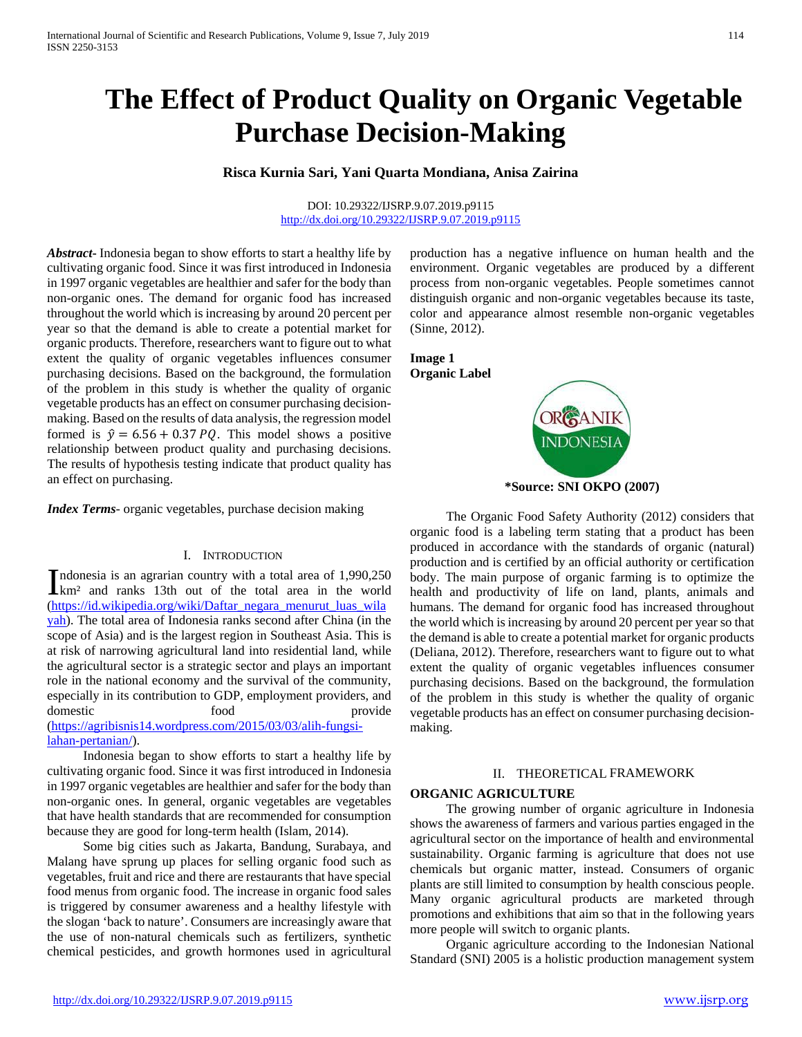# The Effect of Product Quality on Organic Vegetable Purchase Decision-Making

**Risca Kurnia Sari, Yani Quarta Mondiana, Anisa Zairina**

DOI: 10.29322/IJSRP.9.07.2019.p9115
http://dx.doi.org/10.29322/IJSRP.9.07.2019.p9115

***Abstract-*** Indonesia began to show efforts to start a healthy life by cultivating organic food. Since it was first introduced in Indonesia in 1997 organic vegetables are healthier and safer for the body than non-organic ones. The demand for organic food has increased throughout the world which is increasing by around 20 percent per year so that the demand is able to create a potential market for organic products. Therefore, researchers want to figure out to what extent the quality of organic vegetables influences consumer purchasing decisions. Based on the background, the formulation of the problem in this study is whether the quality of organic vegetable products has an effect on consumer purchasing decision-making. Based on the results of data analysis, the regression model formed is $\hat{y} = 6.56 + 0.37\,PQ$. This model shows a positive relationship between product quality and purchasing decisions. The results of hypothesis testing indicate that product quality has an effect on purchasing.

***Index Terms*-** organic vegetables, purchase decision making

## I. Introduction

Indonesia is an agrarian country with a total area of 1,990,250 km² and ranks 13th out of the total area in the world (https://id.wikipedia.org/wiki/Daftar_negara_menurut_luas_wilayah). The total area of Indonesia ranks second after China (in the scope of Asia) and is the largest region in Southeast Asia. This is at risk of narrowing agricultural land into residential land, while the agricultural sector is a strategic sector and plays an important role in the national economy and the survival of the community, especially in its contribution to GDP, employment providers, and domestic food provide (https://agribisnis14.wordpress.com/2015/03/03/alih-fungsi-lahan-pertanian/).

Indonesia began to show efforts to start a healthy life by cultivating organic food. Since it was first introduced in Indonesia in 1997 organic vegetables are healthier and safer for the body than non-organic ones. In general, organic vegetables are vegetables that have health standards that are recommended for consumption because they are good for long-term health (Islam, 2014).

Some big cities such as Jakarta, Bandung, Surabaya, and Malang have sprung up places for selling organic food such as vegetables, fruit and rice and there are restaurants that have special food menus from organic food. The increase in organic food sales is triggered by consumer awareness and a healthy lifestyle with the slogan 'back to nature'. Consumers are increasingly aware that the use of non-natural chemicals such as fertilizers, synthetic chemical pesticides, and growth hormones used in agricultural production has a negative influence on human health and the environment. Organic vegetables are produced by a different process from non-organic vegetables. People sometimes cannot distinguish organic and non-organic vegetables because its taste, color and appearance almost resemble non-organic vegetables (Sinne, 2012).

**Image 1**
**Organic Label**

**\*Source: SNI OKPO (2007)**

The Organic Food Safety Authority (2012) considers that organic food is a labeling term stating that a product has been produced in accordance with the standards of organic (natural) production and is certified by an official authority or certification body. The main purpose of organic farming is to optimize the health and productivity of life on land, plants, animals and humans. The demand for organic food has increased throughout the world which is increasing by around 20 percent per year so that the demand is able to create a potential market for organic products (Deliana, 2012). Therefore, researchers want to figure out to what extent the quality of organic vegetables influences consumer purchasing decisions. Based on the background, the formulation of the problem in this study is whether the quality of organic vegetable products has an effect on consumer purchasing decision-making.

## II. Theoretical Framework

### ORGANIC AGRICULTURE

The growing number of organic agriculture in Indonesia shows the awareness of farmers and various parties engaged in the agricultural sector on the importance of health and environmental sustainability. Organic farming is agriculture that does not use chemicals but organic matter, instead. Consumers of organic plants are still limited to consumption by health conscious people. Many organic agricultural products are marketed through promotions and exhibitions that aim so that in the following years more people will switch to organic plants.

Organic agriculture according to the Indonesian National Standard (SNI) 2005 is a holistic production management system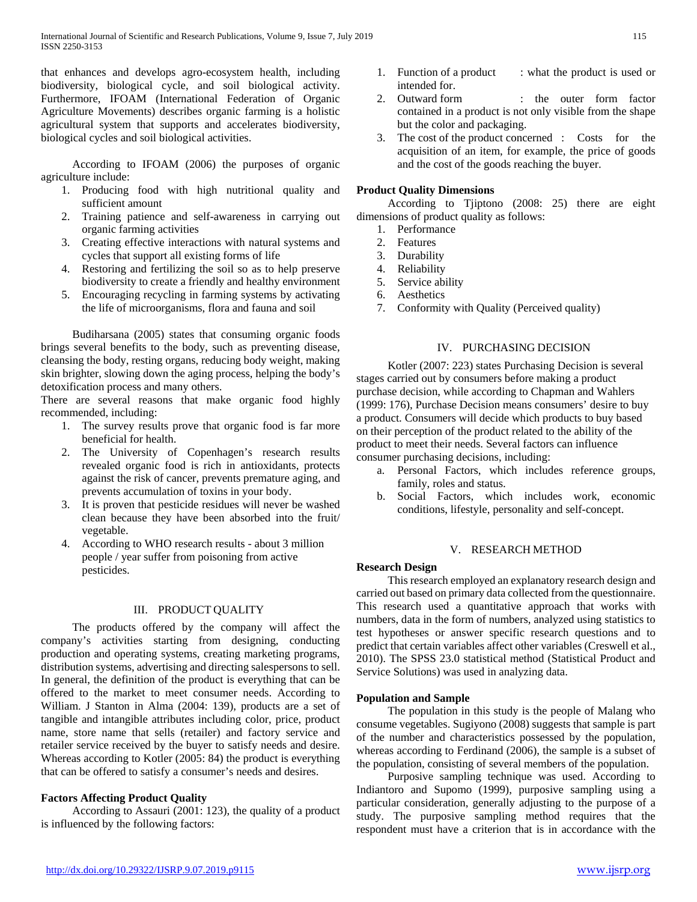that enhances and develops agro-ecosystem health, including biodiversity, biological cycle, and soil biological activity. Furthermore, IFOAM (International Federation of Organic Agriculture Movements) describes organic farming is a holistic agricultural system that supports and accelerates biodiversity, biological cycles and soil biological activities.

According to IFOAM (2006) the purposes of organic agriculture include:

1. Producing food with high nutritional quality and sufficient amount
2. Training patience and self-awareness in carrying out organic farming activities
3. Creating effective interactions with natural systems and cycles that support all existing forms of life
4. Restoring and fertilizing the soil so as to help preserve biodiversity to create a friendly and healthy environment
5. Encouraging recycling in farming systems by activating the life of microorganisms, flora and fauna and soil

Budiharsana (2005) states that consuming organic foods brings several benefits to the body, such as preventing disease, cleansing the body, resting organs, reducing body weight, making skin brighter, slowing down the aging process, helping the body's detoxification process and many others.
There are several reasons that make organic food highly recommended, including:

1. The survey results prove that organic food is far more beneficial for health.
2. The University of Copenhagen's research results revealed organic food is rich in antioxidants, protects against the risk of cancer, prevents premature aging, and prevents accumulation of toxins in your body.
3. It is proven that pesticide residues will never be washed clean because they have been absorbed into the fruit/ vegetable.
4. According to WHO research results - about 3 million people / year suffer from poisoning from active pesticides.

## III. PRODUCT QUALITY

The products offered by the company will affect the company's activities starting from designing, conducting production and operating systems, creating marketing programs, distribution systems, advertising and directing salespersons to sell. In general, the definition of the product is everything that can be offered to the market to meet consumer needs. According to William. J Stanton in Alma (2004: 139), products are a set of tangible and intangible attributes including color, price, product name, store name that sells (retailer) and factory service and retailer service received by the buyer to satisfy needs and desire. Whereas according to Kotler (2005: 84) the product is everything that can be offered to satisfy a consumer's needs and desires.

**Factors Affecting Product Quality**

According to Assauri (2001: 123), the quality of a product is influenced by the following factors:

1. Function of a product : what the product is used or intended for.
2. Outward form : the outer form factor contained in a product is not only visible from the shape but the color and packaging.
3. The cost of the product concerned : Costs for the acquisition of an item, for example, the price of goods and the cost of the goods reaching the buyer.

**Product Quality Dimensions**

According to Tjiptono (2008: 25) there are eight dimensions of product quality as follows:

1. Performance
2. Features
3. Durability
4. Reliability
5. Service ability
6. Aesthetics
7. Conformity with Quality (Perceived quality)

## IV. PURCHASING DECISION

Kotler (2007: 223) states Purchasing Decision is several stages carried out by consumers before making a product purchase decision, while according to Chapman and Wahlers (1999: 176), Purchase Decision means consumers' desire to buy a product. Consumers will decide which products to buy based on their perception of the product related to the ability of the product to meet their needs. Several factors can influence consumer purchasing decisions, including:

a. Personal Factors, which includes reference groups, family, roles and status.
b. Social Factors, which includes work, economic conditions, lifestyle, personality and self-concept.

## V. RESEARCH METHOD

**Research Design**

This research employed an explanatory research design and carried out based on primary data collected from the questionnaire. This research used a quantitative approach that works with numbers, data in the form of numbers, analyzed using statistics to test hypotheses or answer specific research questions and to predict that certain variables affect other variables (Creswell et al., 2010). The SPSS 23.0 statistical method (Statistical Product and Service Solutions) was used in analyzing data.

**Population and Sample**

The population in this study is the people of Malang who consume vegetables. Sugiyono (2008) suggests that sample is part of the number and characteristics possessed by the population, whereas according to Ferdinand (2006), the sample is a subset of the population, consisting of several members of the population.

Purposive sampling technique was used. According to Indiantoro and Supomo (1999), purposive sampling using a particular consideration, generally adjusting to the purpose of a study. The purposive sampling method requires that the respondent must have a criterion that is in accordance with the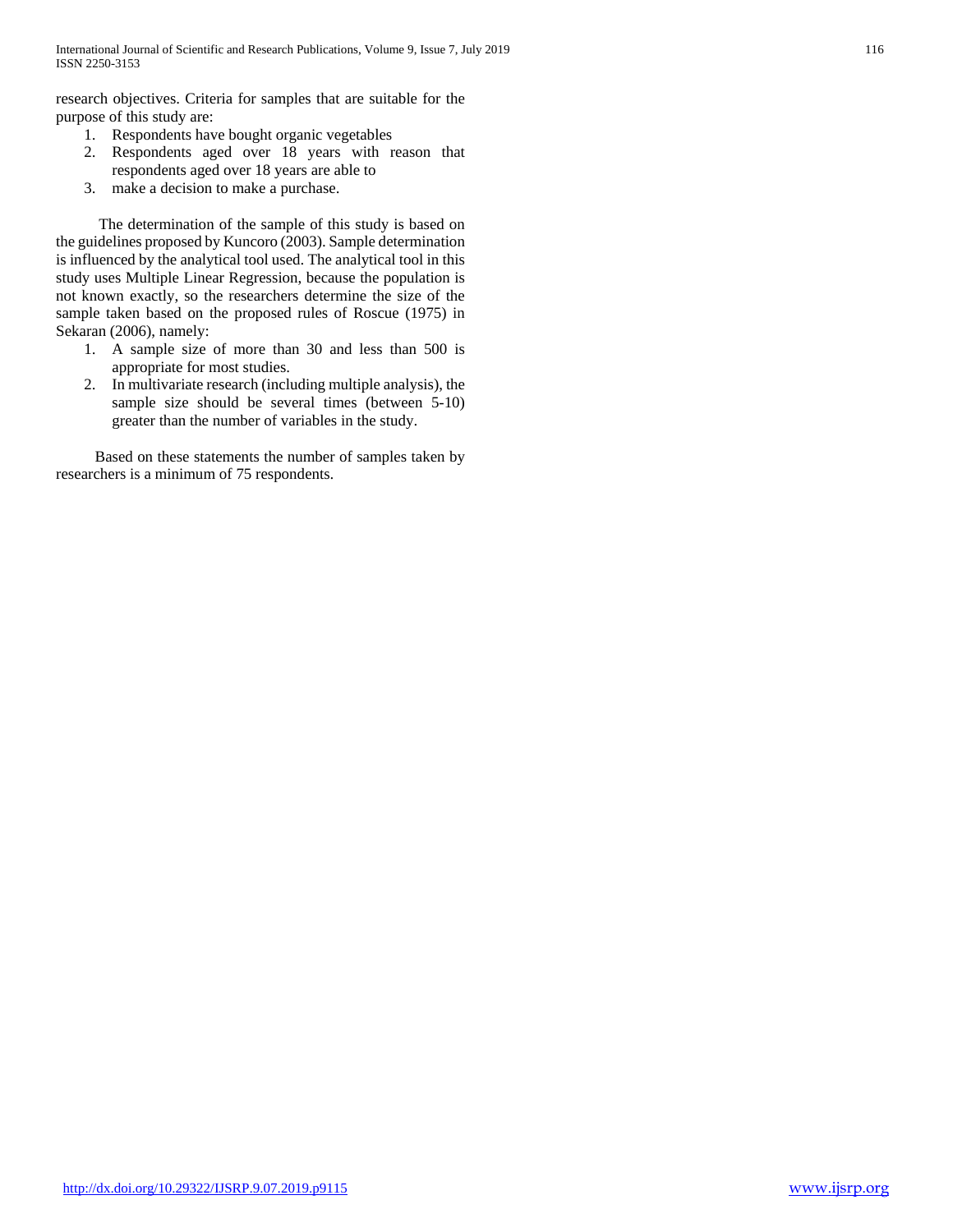research objectives. Criteria for samples that are suitable for the purpose of this study are:

1. Respondents have bought organic vegetables
2. Respondents aged over 18 years with reason that respondents aged over 18 years are able to
3. make a decision to make a purchase.

The determination of the sample of this study is based on the guidelines proposed by Kuncoro (2003). Sample determination is influenced by the analytical tool used. The analytical tool in this study uses Multiple Linear Regression, because the population is not known exactly, so the researchers determine the size of the sample taken based on the proposed rules of Roscue (1975) in Sekaran (2006), namely:

1. A sample size of more than 30 and less than 500 is appropriate for most studies.
2. In multivariate research (including multiple analysis), the sample size should be several times (between 5-10) greater than the number of variables in the study.

Based on these statements the number of samples taken by researchers is a minimum of 75 respondents.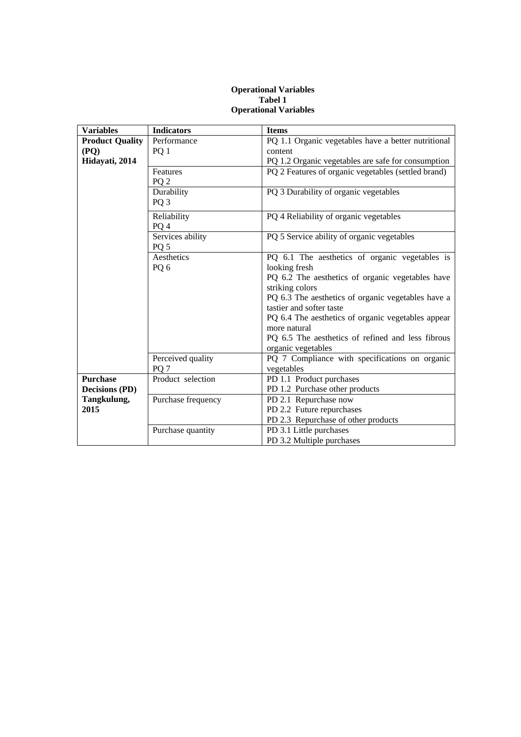**Operational Variables**

**Tabel 1**

**Operational Variables**

| Variables | Indicators | Items |
|---|---|---|
| **Product Quality (PQ) Hidayati, 2014** | Performance PQ 1 | PQ 1.1 Organic vegetables have a better nutritional content<br>PQ 1.2 Organic vegetables are safe for consumption |
| | Features PQ 2 | PQ 2 Features of organic vegetables (settled brand) |
| | Durability PQ 3 | PQ 3 Durability of organic vegetables |
| | Reliability PQ 4 | PQ 4 Reliability of organic vegetables |
| | Services ability PQ 5 | PQ 5 Service ability of organic vegetables |
| | Aesthetics PQ 6 | PQ 6.1 The aesthetics of organic vegetables is looking fresh<br>PQ 6.2 The aesthetics of organic vegetables have striking colors<br>PQ 6.3 The aesthetics of organic vegetables have a tastier and softer taste<br>PQ 6.4 The aesthetics of organic vegetables appear more natural<br>PQ 6.5 The aesthetics of refined and less fibrous organic vegetables |
| | Perceived quality PQ 7 | PQ 7 Compliance with specifications on organic vegetables |
| **Purchase Decisions (PD) Tangkulung, 2015** | Product selection | PD 1.1 Product purchases<br>PD 1.2 Purchase other products |
| | Purchase frequency | PD 2.1 Repurchase now<br>PD 2.2 Future repurchases<br>PD 2.3 Repurchase of other products |
| | Purchase quantity | PD 3.1 Little purchases<br>PD 3.2 Multiple purchases |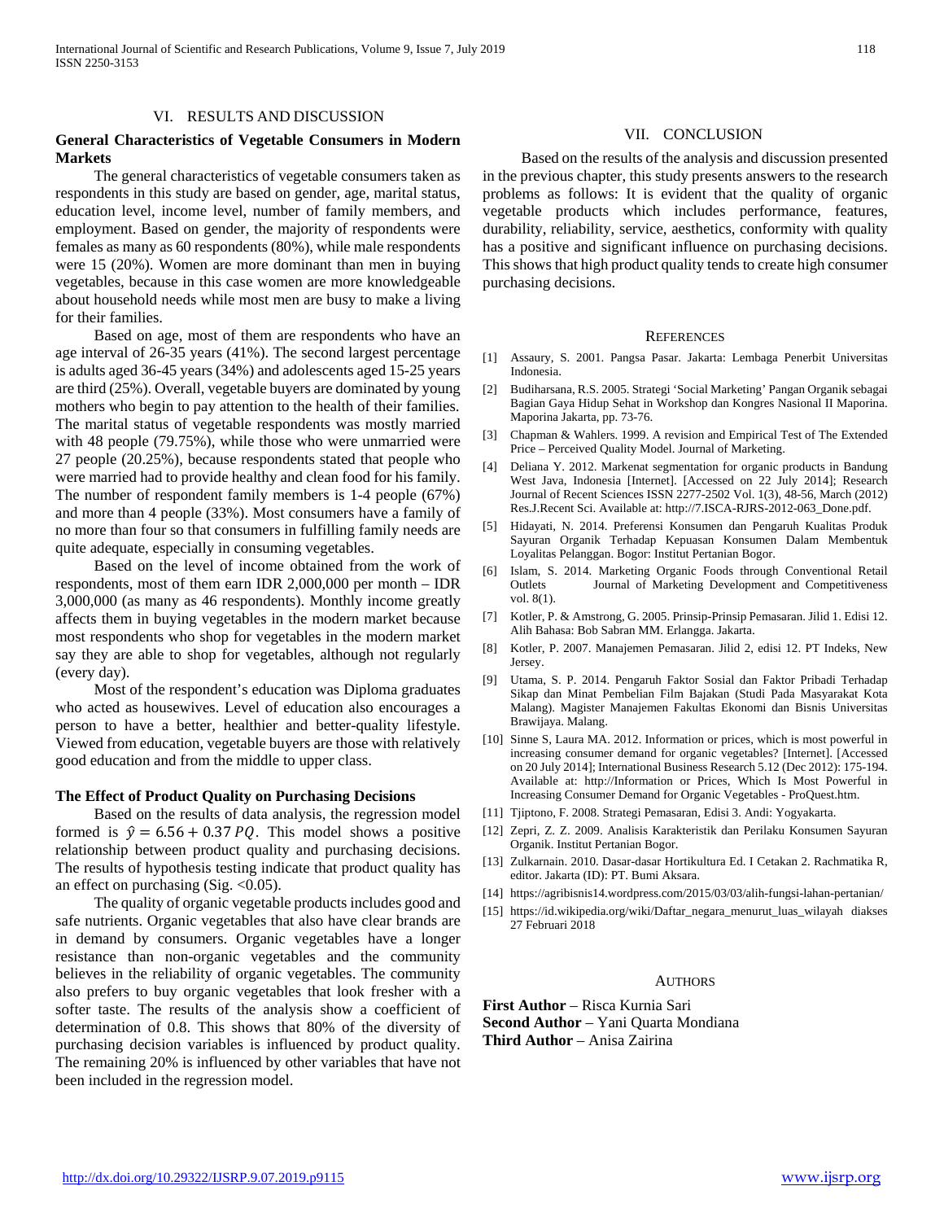## VI. Results and Discussion

### General Characteristics of Vegetable Consumers in Modern Markets

The general characteristics of vegetable consumers taken as respondents in this study are based on gender, age, marital status, education level, income level, number of family members, and employment. Based on gender, the majority of respondents were females as many as 60 respondents (80%), while male respondents were 15 (20%). Women are more dominant than men in buying vegetables, because in this case women are more knowledgeable about household needs while most men are busy to make a living for their families.

Based on age, most of them are respondents who have an age interval of 26-35 years (41%). The second largest percentage is adults aged 36-45 years (34%) and adolescents aged 15-25 years are third (25%). Overall, vegetable buyers are dominated by young mothers who begin to pay attention to the health of their families. The marital status of vegetable respondents was mostly married with 48 people (79.75%), while those who were unmarried were 27 people (20.25%), because respondents stated that people who were married had to provide healthy and clean food for his family. The number of respondent family members is 1-4 people (67%) and more than 4 people (33%). Most consumers have a family of no more than four so that consumers in fulfilling family needs are quite adequate, especially in consuming vegetables.

Based on the level of income obtained from the work of respondents, most of them earn IDR 2,000,000 per month – IDR 3,000,000 (as many as 46 respondents). Monthly income greatly affects them in buying vegetables in the modern market because most respondents who shop for vegetables in the modern market say they are able to shop for vegetables, although not regularly (every day).

Most of the respondent's education was Diploma graduates who acted as housewives. Level of education also encourages a person to have a better, healthier and better-quality lifestyle. Viewed from education, vegetable buyers are those with relatively good education and from the middle to upper class.

### The Effect of Product Quality on Purchasing Decisions

Based on the results of data analysis, the regression model formed is $\hat{y} = 6.56 + 0.37\,PQ$. This model shows a positive relationship between product quality and purchasing decisions. The results of hypothesis testing indicate that product quality has an effect on purchasing (Sig. $<0.05$).

The quality of organic vegetable products includes good and safe nutrients. Organic vegetables that also have clear brands are in demand by consumers. Organic vegetables have a longer resistance than non-organic vegetables and the community believes in the reliability of organic vegetables. The community also prefers to buy organic vegetables that look fresher with a softer taste. The results of the analysis show a coefficient of determination of 0.8. This shows that 80% of the diversity of purchasing decision variables is influenced by product quality. The remaining 20% is influenced by other variables that have not been included in the regression model.

## VII. Conclusion

Based on the results of the analysis and discussion presented in the previous chapter, this study presents answers to the research problems as follows: It is evident that the quality of organic vegetable products which includes performance, features, durability, reliability, service, aesthetics, conformity with quality has a positive and significant influence on purchasing decisions. This shows that high product quality tends to create high consumer purchasing decisions.

## References

[1] Assaury, S. 2001. Pangsa Pasar. Jakarta: Lembaga Penerbit Universitas Indonesia.

[2] Budiharsana, R.S. 2005. Strategi 'Social Marketing' Pangan Organik sebagai Bagian Gaya Hidup Sehat in Workshop dan Kongres Nasional II Maporina. Maporina Jakarta, pp. 73-76.

[3] Chapman & Wahlers. 1999. A revision and Empirical Test of The Extended Price – Perceived Quality Model. Journal of Marketing.

[4] Deliana Y. 2012. Markenat segmentation for organic products in Bandung West Java, Indonesia [Internet]. [Accessed on 22 July 2014]; Research Journal of Recent Sciences ISSN 2277-2502 Vol. 1(3), 48-56, March (2012) Res.J.Recent Sci. Available at: http://7.ISCA-RJRS-2012-063_Done.pdf.

[5] Hidayati, N. 2014. Preferensi Konsumen dan Pengaruh Kualitas Produk Sayuran Organik Terhadap Kepuasan Konsumen Dalam Membentuk Loyalitas Pelanggan. Bogor: Institut Pertanian Bogor.

[6] Islam, S. 2014. Marketing Organic Foods through Conventional Retail Outlets Journal of Marketing Development and Competitiveness vol. 8(1).

[7] Kotler, P. & Amstrong, G. 2005. Prinsip-Prinsip Pemasaran. Jilid 1. Edisi 12. Alih Bahasa: Bob Sabran MM. Erlangga. Jakarta.

[8] Kotler, P. 2007. Manajemen Pemasaran. Jilid 2, edisi 12. PT Indeks, New Jersey.

[9] Utama, S. P. 2014. Pengaruh Faktor Sosial dan Faktor Pribadi Terhadap Sikap dan Minat Pembelian Film Bajakan (Studi Pada Masyarakat Kota Malang). Magister Manajemen Fakultas Ekonomi dan Bisnis Universitas Brawijaya. Malang.

[10] Sinne S, Laura MA. 2012. Information or prices, which is most powerful in increasing consumer demand for organic vegetables? [Internet]. [Accessed on 20 July 2014]; International Business Research 5.12 (Dec 2012): 175-194. Available at: http://Information or Prices, Which Is Most Powerful in Increasing Consumer Demand for Organic Vegetables - ProQuest.htm.

[11] Tjiptono, F. 2008. Strategi Pemasaran, Edisi 3. Andi: Yogyakarta.

[12] Zepri, Z. Z. 2009. Analisis Karakteristik dan Perilaku Konsumen Sayuran Organik. Institut Pertanian Bogor.

[13] Zulkarnain. 2010. Dasar-dasar Hortikultura Ed. I Cetakan 2. Rachmatika R, editor. Jakarta (ID): PT. Bumi Aksara.

[14] https://agribisnis14.wordpress.com/2015/03/03/alih-fungsi-lahan-pertanian/

[15] https://id.wikipedia.org/wiki/Daftar_negara_menurut_luas_wilayah diakses 27 Februari 2018

## Authors

**First Author** – Risca Kurnia Sari
**Second Author** – Yani Quarta Mondiana
**Third Author** – Anisa Zairina